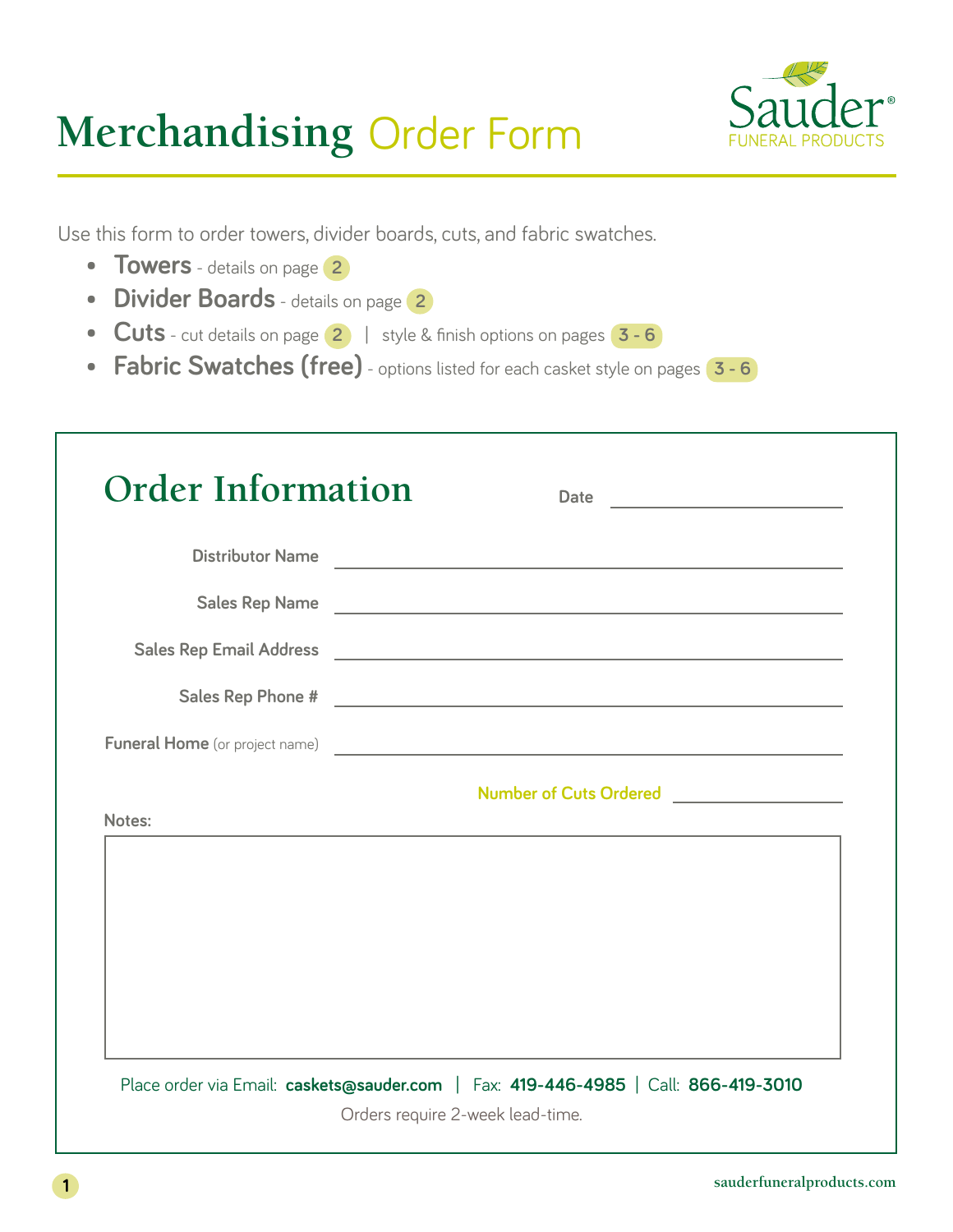# Merchandising Order Form

Sauder® FUNERAL PRODUCTS

Use this form to order towers, divider boards, cuts, and fabric swatches.

- **Towers** - details on page 2
- **Divider Boards** - details on page 2
- **Cuts** - cut details on page 2 | style & finish options on pages 3 - 6
- **Fabric Swatches (free)** - options listed for each casket style on pages 3 - 6

## Order Information

**Date** ____________________

**Distributor Name** ____________________

**Sales Rep Name** ____________________

**Sales Rep Email Address** ____________________

**Sales Rep Phone #** ____________________

**Funeral Home** (or project name) ____________________

**Number of Cuts Ordered** ____________________

**Notes:**

Place order via Email: **caskets@sauder.com** | Fax: **419-446-4985** | Call: **866-419-3010**

Orders require 2-week lead-time.

sauderfuneralproducts.com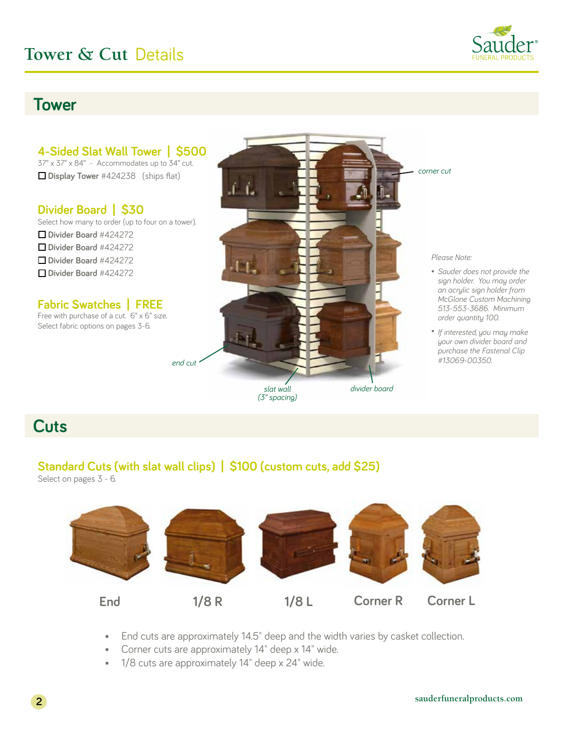# Tower & Cut Details

## Tower

### 4-Sided Slat Wall Tower | $500

37" x 37" x 84" - Accommodates up to 34" cut.

☐ **Display Tower** #424238 (ships flat)

### Divider Board | $30

Select how many to order (up to four on a tower).

☐ **Divider Board** #424272
☐ **Divider Board** #424272
☐ **Divider Board** #424272
☐ **Divider Board** #424272

### Fabric Swatches | FREE

Free with purchase of a cut. 6" x 6" size.
Select fabric options on pages 3-6.

*corner cut*

*end cut*

*slat wall (3" spacing)*

*divider board*

*Please Note:*

- *Sauder does not provide the sign holder. You may order an acrylic sign holder from McGlone Custom Machining 513-553-3686. Minimum order quantity 100.*
- *If interested, you may make your own divider board and purchase the Fastenal Clip #13069-00350.*

## Cuts

### Standard Cuts (with slat wall clips) | $100 (custom cuts, add $25)

Select on pages 3 - 6.

End | 1/8 R | 1/8 L | Corner R | Corner L

- End cuts are approximately 14.5" deep and the width varies by casket collection.
- Corner cuts are approximately 14" deep x 14" wide.
- 1/8 cuts are approximately 14" deep x 24" wide.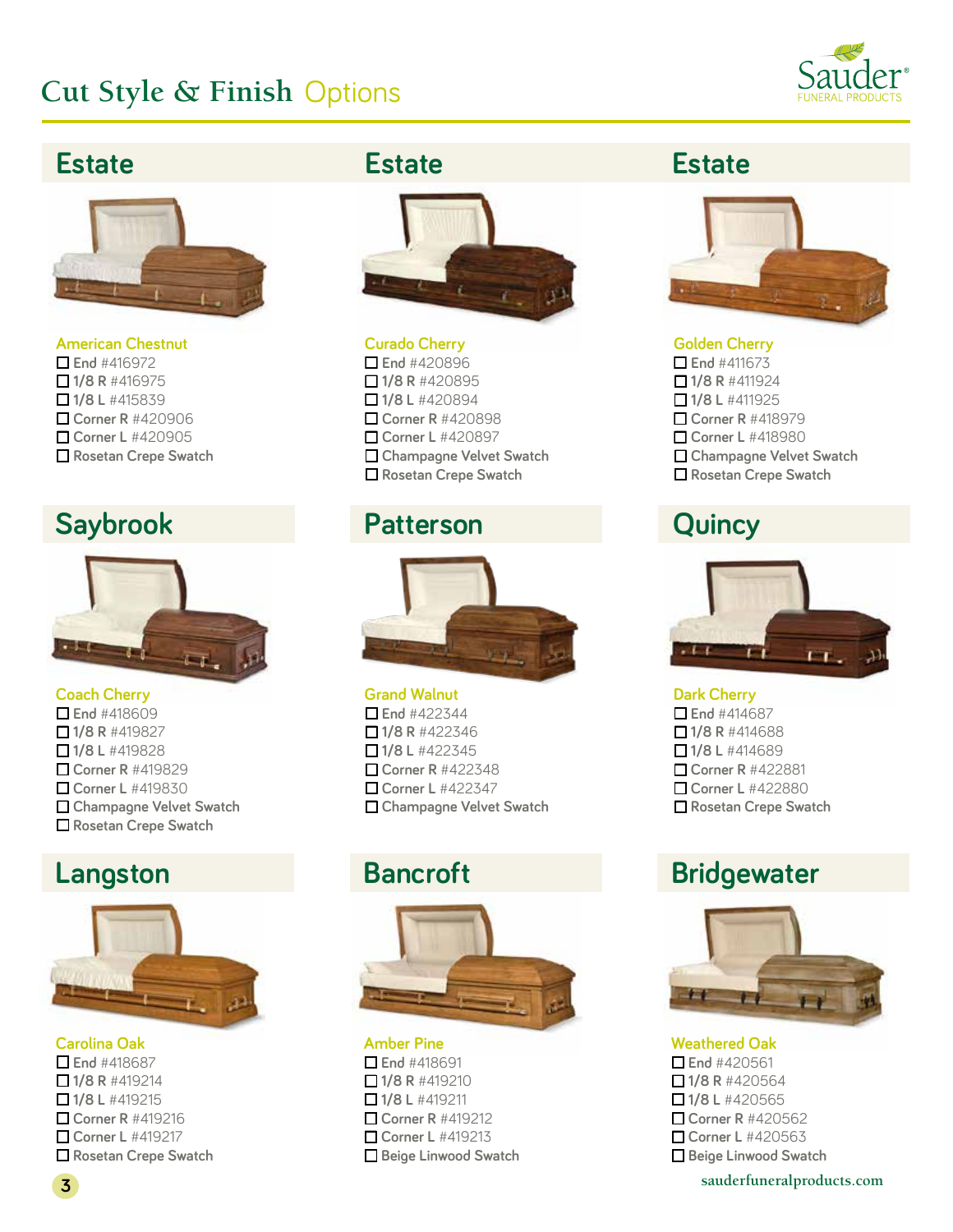# Cut Style & Finish Options

## Estate

**American Chestnut**

- ☐ End #416972
- ☐ 1/8 R #416975
- ☐ 1/8 L #415839
- ☐ Corner R #420906
- ☐ Corner L #420905
- ☐ Rosetan Crepe Swatch

## Estate

**Curado Cherry**

- ☐ End #420896
- ☐ 1/8 R #420895
- ☐ 1/8 L #420894
- ☐ Corner R #420898
- ☐ Corner L #420897
- ☐ Champagne Velvet Swatch
- ☐ Rosetan Crepe Swatch

## Estate

**Golden Cherry**

- ☐ End #411673
- ☐ 1/8 R #411924
- ☐ 1/8 L #411925
- ☐ Corner R #418979
- ☐ Corner L #418980
- ☐ Champagne Velvet Swatch
- ☐ Rosetan Crepe Swatch

## Saybrook

**Coach Cherry**

- ☐ End #418609
- ☐ 1/8 R #419827
- ☐ 1/8 L #419828
- ☐ Corner R #419829
- ☐ Corner L #419830
- ☐ Champagne Velvet Swatch
- ☐ Rosetan Crepe Swatch

## Patterson

**Grand Walnut**

- ☐ End #422344
- ☐ 1/8 R #422346
- ☐ 1/8 L #422345
- ☐ Corner R #422348
- ☐ Corner L #422347
- ☐ Champagne Velvet Swatch

## Quincy

**Dark Cherry**

- ☐ End #414687
- ☐ 1/8 R #414688
- ☐ 1/8 L #414689
- ☐ Corner R #422881
- ☐ Corner L #422880
- ☐ Rosetan Crepe Swatch

## Langston

**Carolina Oak**

- ☐ End #418687
- ☐ 1/8 R #419214
- ☐ 1/8 L #419215
- ☐ Corner R #419216
- ☐ Corner L #419217
- ☐ Rosetan Crepe Swatch

## Bancroft

**Amber Pine**

- ☐ End #418691
- ☐ 1/8 R #419210
- ☐ 1/8 L #419211
- ☐ Corner R #419212
- ☐ Corner L #419213
- ☐ Beige Linwood Swatch

## Bridgewater

**Weathered Oak**

- ☐ End #420561
- ☐ 1/8 R #420564
- ☐ 1/8 L #420565
- ☐ Corner R #420562
- ☐ Corner L #420563
- ☐ Beige Linwood Swatch

sauderfuneralproducts.com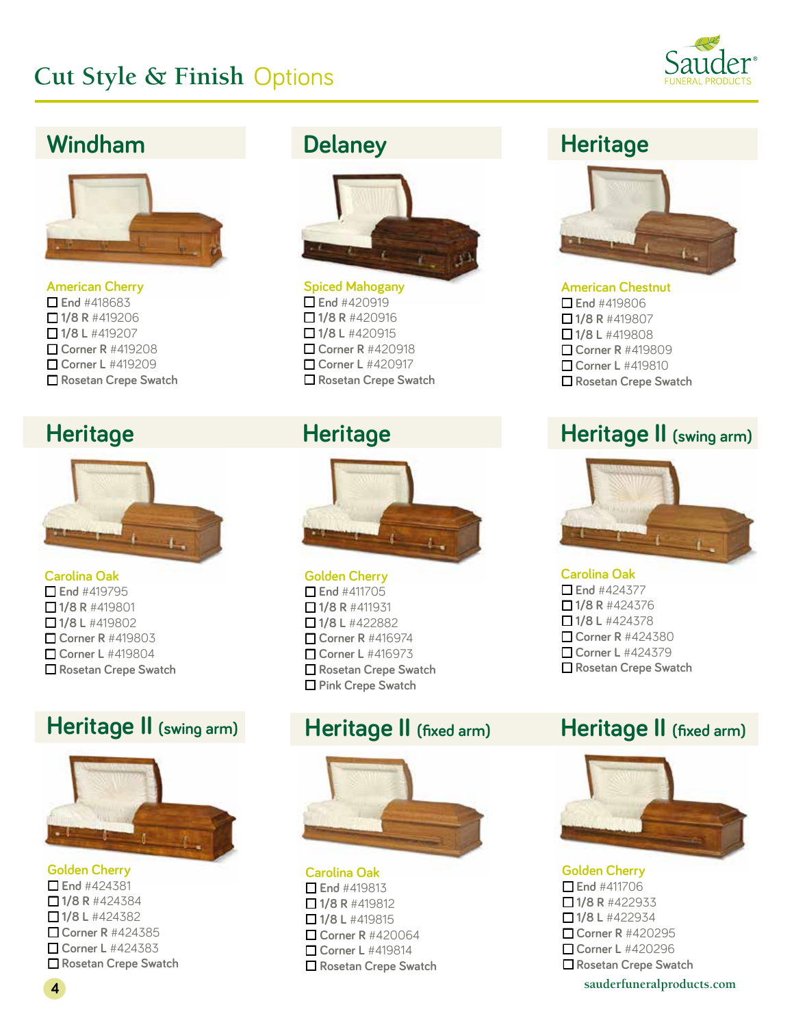# Cut Style & Finish Options

Sauder® FUNERAL PRODUCTS

## Windham

American Cherry
- ☐ End #418683
- ☐ 1/8 R #419206
- ☐ 1/8 L #419207
- ☐ Corner R #419208
- ☐ Corner L #419209
- ☐ Rosetan Crepe Swatch

## Delaney

Spiced Mahogany
- ☐ End #420919
- ☐ 1/8 R #420916
- ☐ 1/8 L #420915
- ☐ Corner R #420918
- ☐ Corner L #420917
- ☐ Rosetan Crepe Swatch

## Heritage

American Chestnut
- ☐ End #419806
- ☐ 1/8 R #419807
- ☐ 1/8 L #419808
- ☐ Corner R #419809
- ☐ Corner L #419810
- ☐ Rosetan Crepe Swatch

## Heritage

Carolina Oak
- ☐ End #419795
- ☐ 1/8 R #419801
- ☐ 1/8 L #419802
- ☐ Corner R #419803
- ☐ Corner L #419804
- ☐ Rosetan Crepe Swatch

## Heritage

Golden Cherry
- ☐ End #411705
- ☐ 1/8 R #411931
- ☐ 1/8 L #422882
- ☐ Corner R #416974
- ☐ Corner L #416973
- ☐ Rosetan Crepe Swatch
- ☐ Pink Crepe Swatch

## Heritage II (swing arm)

Carolina Oak
- ☐ End #424377
- ☐ 1/8 R #424376
- ☐ 1/8 L #424378
- ☐ Corner R #424380
- ☐ Corner L #424379
- ☐ Rosetan Crepe Swatch

## Heritage II (swing arm)

Golden Cherry
- ☐ End #424381
- ☐ 1/8 R #424384
- ☐ 1/8 L #424382
- ☐ Corner R #424385
- ☐ Corner L #424383
- ☐ Rosetan Crepe Swatch

## Heritage II (fixed arm)

Carolina Oak
- ☐ End #419813
- ☐ 1/8 R #419812
- ☐ 1/8 L #419815
- ☐ Corner R #420064
- ☐ Corner L #419814
- ☐ Rosetan Crepe Swatch

## Heritage II (fixed arm)

Golden Cherry
- ☐ End #411706
- ☐ 1/8 R #422933
- ☐ 1/8 L #422934
- ☐ Corner R #420295
- ☐ Corner L #420296
- ☐ Rosetan Crepe Swatch

sauderfuneralproducts.com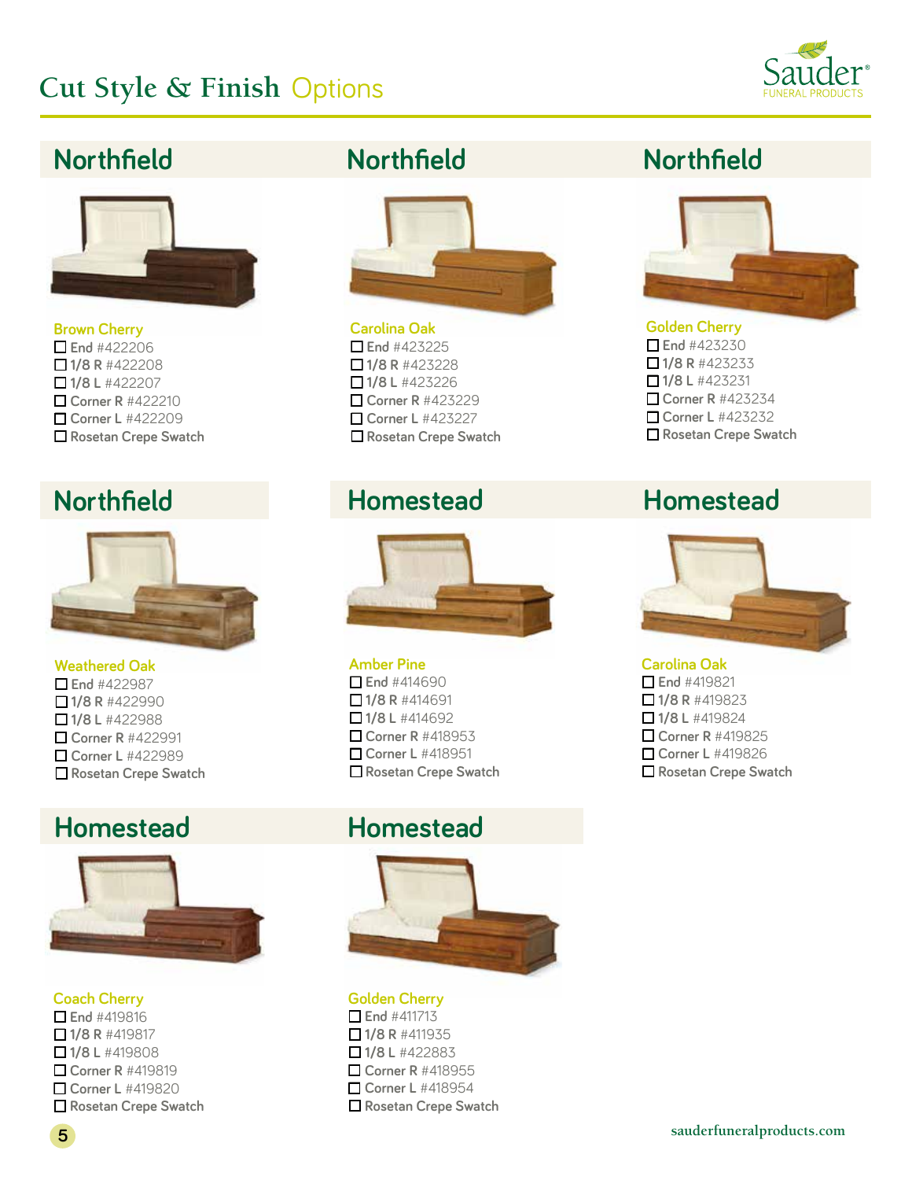# Cut Style & Finish Options

## Northfield

**Brown Cherry**

- ☐ End #422206
- ☐ 1/8 R #422208
- ☐ 1/8 L #422207
- ☐ Corner R #422210
- ☐ Corner L #422209
- ☐ Rosetan Crepe Swatch

## Northfield

**Carolina Oak**

- ☐ End #423225
- ☐ 1/8 R #423228
- ☐ 1/8 L #423226
- ☐ Corner R #423229
- ☐ Corner L #423227
- ☐ Rosetan Crepe Swatch

## Northfield

**Golden Cherry**

- ☐ End #423230
- ☐ 1/8 R #423233
- ☐ 1/8 L #423231
- ☐ Corner R #423234
- ☐ Corner L #423232
- ☐ Rosetan Crepe Swatch

## Northfield

**Weathered Oak**

- ☐ End #422987
- ☐ 1/8 R #422990
- ☐ 1/8 L #422988
- ☐ Corner R #422991
- ☐ Corner L #422989
- ☐ Rosetan Crepe Swatch

## Homestead

**Amber Pine**

- ☐ End #414690
- ☐ 1/8 R #414691
- ☐ 1/8 L #414692
- ☐ Corner R #418953
- ☐ Corner L #418951
- ☐ Rosetan Crepe Swatch

## Homestead

**Carolina Oak**

- ☐ End #419821
- ☐ 1/8 R #419823
- ☐ 1/8 L #419824
- ☐ Corner R #419825
- ☐ Corner L #419826
- ☐ Rosetan Crepe Swatch

## Homestead

**Coach Cherry**

- ☐ End #419816
- ☐ 1/8 R #419817
- ☐ 1/8 L #419808
- ☐ Corner R #419819
- ☐ Corner L #419820
- ☐ Rosetan Crepe Swatch

## Homestead

**Golden Cherry**

- ☐ End #411713
- ☐ 1/8 R #411935
- ☐ 1/8 L #422883
- ☐ Corner R #418955
- ☐ Corner L #418954
- ☐ Rosetan Crepe Swatch

sauderfuneralproducts.com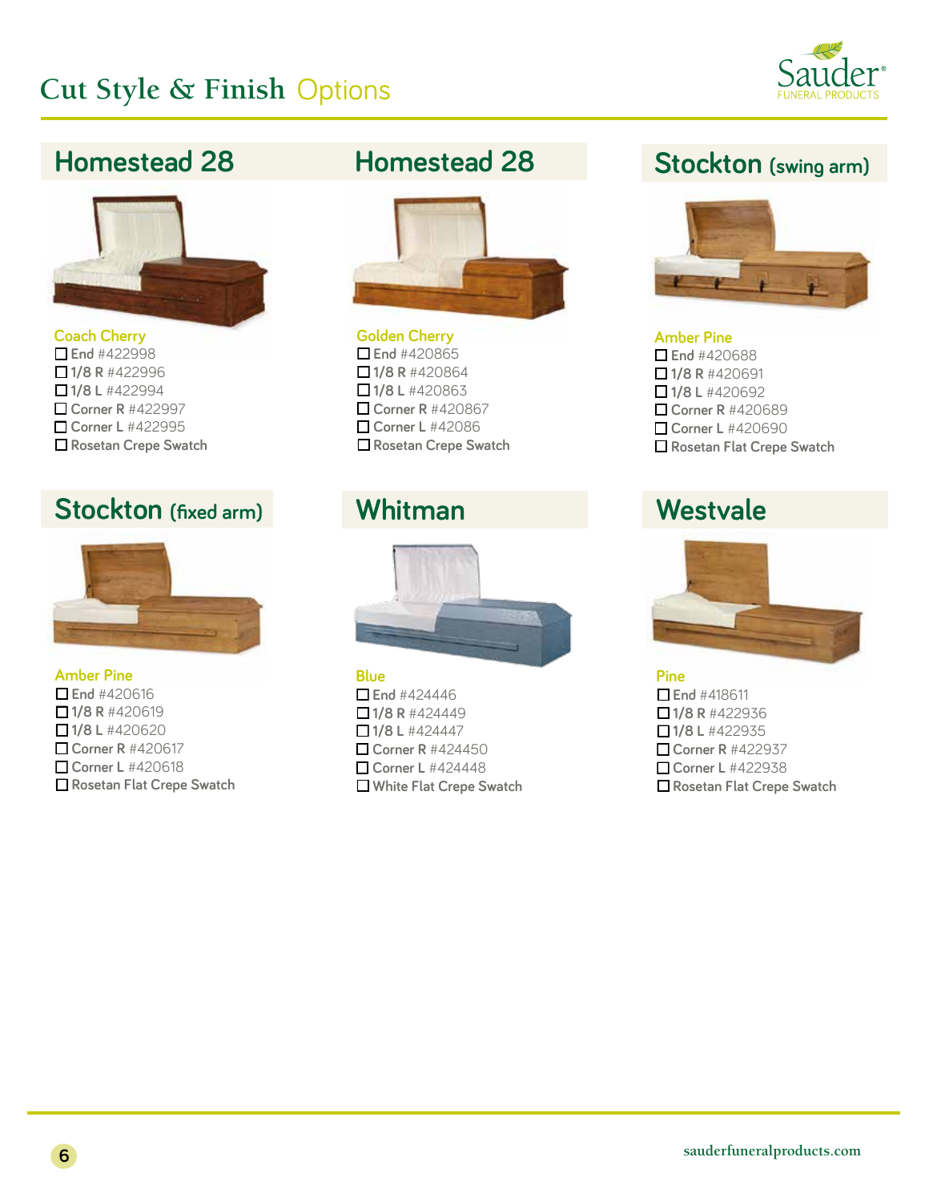# Cut Style & Finish Options

Sauder® FUNERAL PRODUCTS

## Homestead 28

Coach Cherry

- ☐ End #422998
- ☐ 1/8 R #422996
- ☐ 1/8 L #422994
- ☐ Corner R #422997
- ☐ Corner L #422995
- ☐ Rosetan Crepe Swatch

## Homestead 28

Golden Cherry

- ☐ End #420865
- ☐ 1/8 R #420864
- ☐ 1/8 L #420863
- ☐ Corner R #420867
- ☐ Corner L #42086
- ☐ Rosetan Crepe Swatch

## Stockton (swing arm)

Amber Pine

- ☐ End #420688
- ☐ 1/8 R #420691
- ☐ 1/8 L #420692
- ☐ Corner R #420689
- ☐ Corner L #420690
- ☐ Rosetan Flat Crepe Swatch

## Stockton (fixed arm)

Amber Pine

- ☐ End #420616
- ☐ 1/8 R #420619
- ☐ 1/8 L #420620
- ☐ Corner R #420617
- ☐ Corner L #420618
- ☐ Rosetan Flat Crepe Swatch

## Whitman

Blue

- ☐ End #424446
- ☐ 1/8 R #424449
- ☐ 1/8 L #424447
- ☐ Corner R #424450
- ☐ Corner L #424448
- ☐ White Flat Crepe Swatch

## Westvale

Pine

- ☐ End #418611
- ☐ 1/8 R #422936
- ☐ 1/8 L #422935
- ☐ Corner R #422937
- ☐ Corner L #422938
- ☐ Rosetan Flat Crepe Swatch

sauderfuneralproducts.com